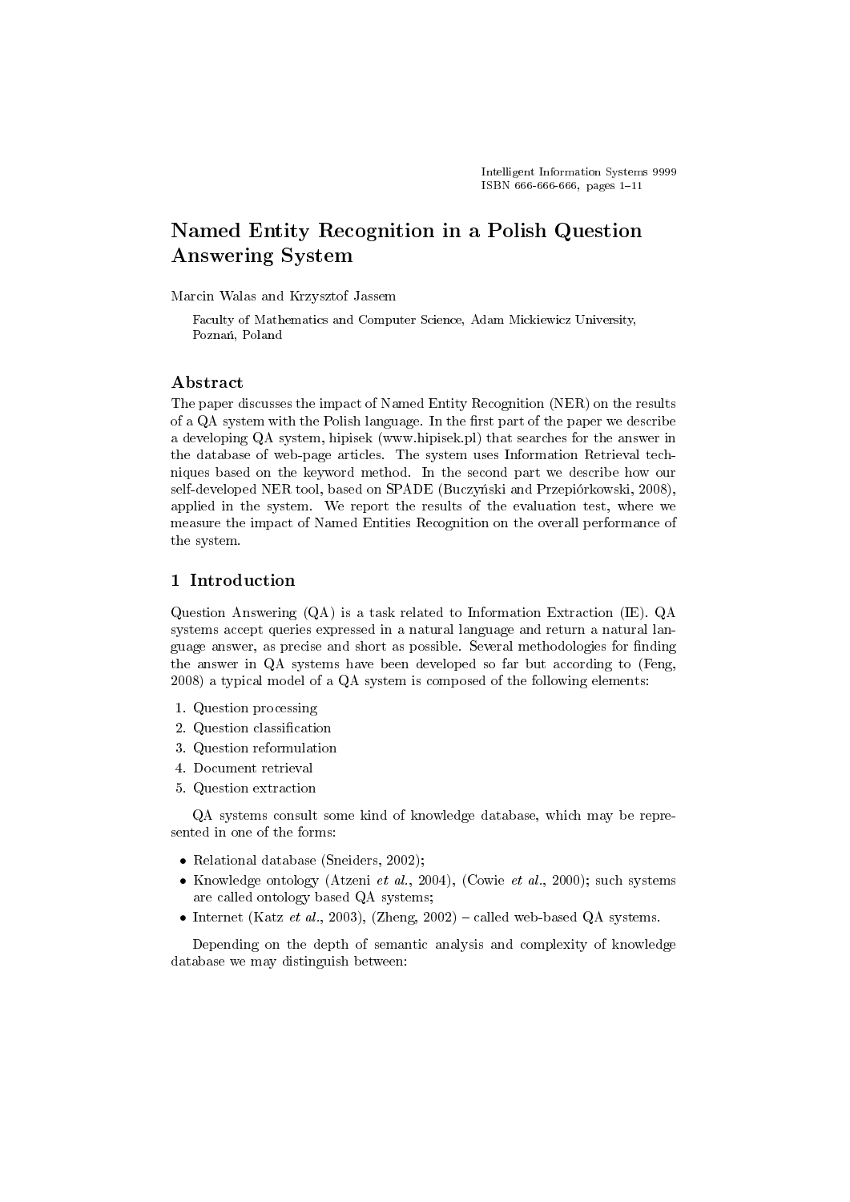# Named Entity Recognition in a Polish Question Answering System

Marcin Walas and Krzysztof Jassem

Faculty of Mathematics and Computer Science, Adam Mickiewicz University, Poznań, Poland

## Abstract

The paper discusses the impact of Named Entity Recognition (NER) on the results of a QA system with the Polish language. In the first part of the paper we describe a developing QA system, hipisek (www.hipisek.pl) that searches for the answer in the database of web-page articles. The system uses Information Retrieval techniques based on the keyword method. In the second part we describe how our self-developed NER tool, based on SPADE (Buczyński and Przepiórkowski, 2008), applied in the system. We report the results of the evaluation test, where we measure the impact of Named Entities Recognition on the overall performance of the system.

## 1 Introduction

Question Answering (QA) is a task related to Information Extraction (IE). QA systems accept queries expressed in a natural language and return a natural language answer, as precise and short as possible. Several methodologies for finding the answer in QA systems have been developed so far but according to (Feng, 2008) a typical model of a QA system is composed of the following elements:

1. Question processing
2. Question classification
3. Question reformulation
4. Document retrieval
5. Question extraction

QA systems consult some kind of knowledge database, which may be represented in one of the forms:

- Relational database (Sneiders, 2002);
- Knowledge ontology (Atzeni *et al.*, 2004), (Cowie *et al.*, 2000); such systems are called ontology based QA systems;
- Internet (Katz *et al.*, 2003), (Zheng, 2002) – called web-based QA systems.

Depending on the depth of semantic analysis and complexity of knowledge database we may distinguish between: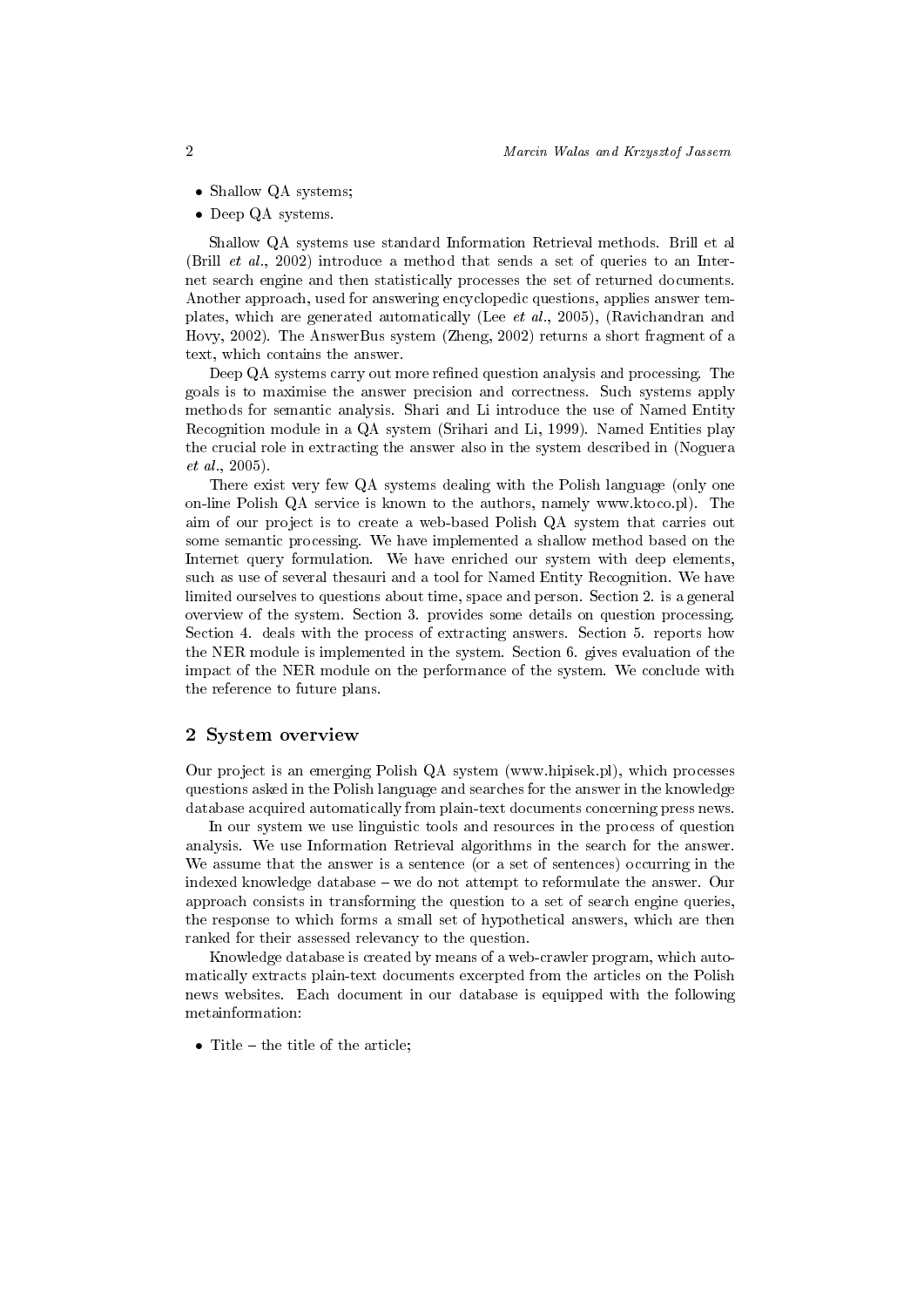- Shallow QA systems;
- Deep QA systems.

Shallow QA systems use standard Information Retrieval methods. Brill et al (Brill *et al.*, 2002) introduce a method that sends a set of queries to an Internet search engine and then statistically processes the set of returned documents. Another approach, used for answering encyclopedic questions, applies answer templates, which are generated automatically (Lee *et al.*, 2005), (Ravichandran and Hovy, 2002). The AnswerBus system (Zheng, 2002) returns a short fragment of a text, which contains the answer.

Deep QA systems carry out more refined question analysis and processing. The goals is to maximise the answer precision and correctness. Such systems apply methods for semantic analysis. Shari and Li introduce the use of Named Entity Recognition module in a QA system (Srihari and Li, 1999). Named Entities play the crucial role in extracting the answer also in the system described in (Noguera *et al.*, 2005).

There exist very few QA systems dealing with the Polish language (only one on-line Polish QA service is known to the authors, namely www.ktoco.pl). The aim of our project is to create a web-based Polish QA system that carries out some semantic processing. We have implemented a shallow method based on the Internet query formulation. We have enriched our system with deep elements, such as use of several thesauri and a tool for Named Entity Recognition. We have limited ourselves to questions about time, space and person. Section 2. is a general overview of the system. Section 3. provides some details on question processing. Section 4. deals with the process of extracting answers. Section 5. reports how the NER module is implemented in the system. Section 6. gives evaluation of the impact of the NER module on the performance of the system. We conclude with the reference to future plans.

## 2 System overview

Our project is an emerging Polish QA system (www.hipisek.pl), which processes questions asked in the Polish language and searches for the answer in the knowledge database acquired automatically from plain-text documents concerning press news.

In our system we use linguistic tools and resources in the process of question analysis. We use Information Retrieval algorithms in the search for the answer. We assume that the answer is a sentence (or a set of sentences) occurring in the indexed knowledge database – we do not attempt to reformulate the answer. Our approach consists in transforming the question to a set of search engine queries, the response to which forms a small set of hypothetical answers, which are then ranked for their assessed relevancy to the question.

Knowledge database is created by means of a web-crawler program, which automatically extracts plain-text documents excerpted from the articles on the Polish news websites. Each document in our database is equipped with the following metainformation:

- Title – the title of the article;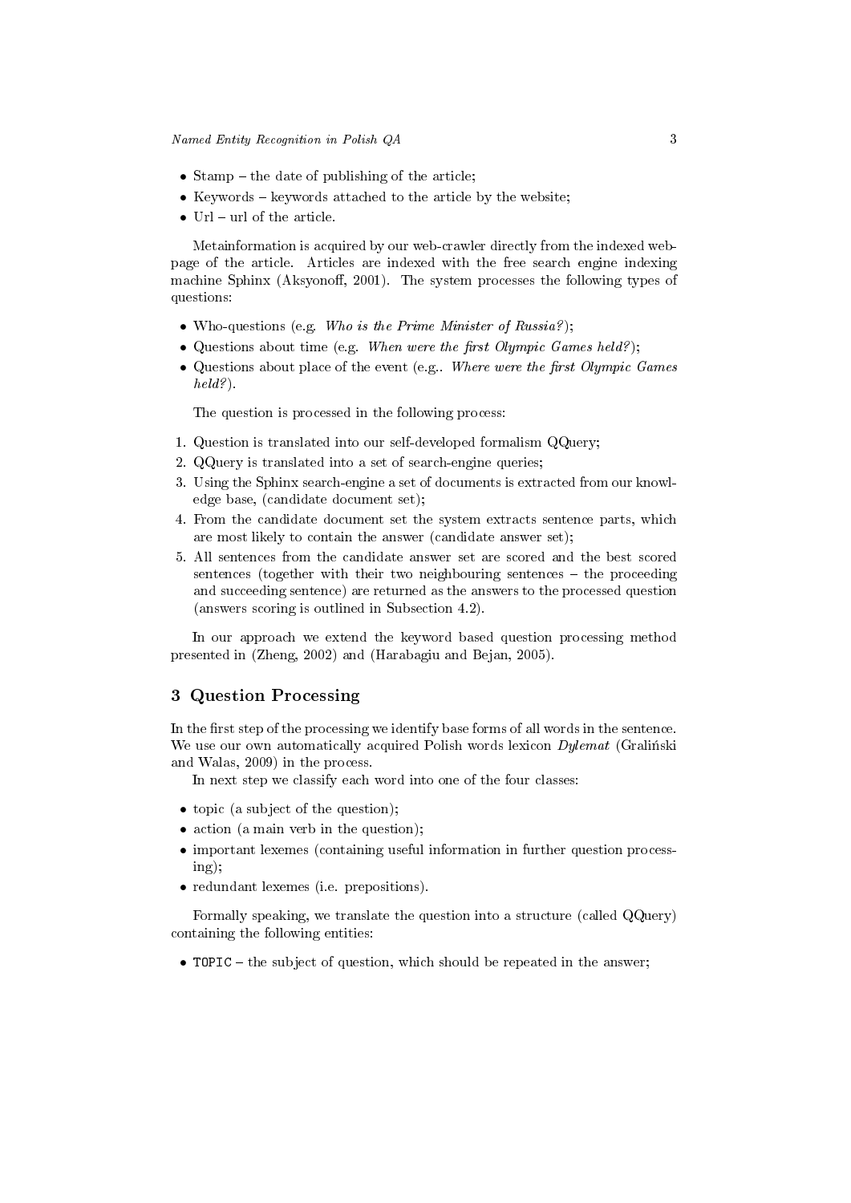- Stamp – the date of publishing of the article;
- Keywords – keywords attached to the article by the website;
- Url – url of the article.

Metainformation is acquired by our web-crawler directly from the indexed web-page of the article. Articles are indexed with the free search engine indexing machine Sphinx (Aksyonoff, 2001). The system processes the following types of questions:

- Who-questions (e.g. *Who is the Prime Minister of Russia?*);
- Questions about time (e.g. *When were the first Olympic Games held?*);
- Questions about place of the event (e.g.. *Where were the first Olympic Games held?*).

The question is processed in the following process:

1. Question is translated into our self-developed formalism QQuery;
2. QQuery is translated into a set of search-engine queries;
3. Using the Sphinx search-engine a set of documents is extracted from our knowledge base, (candidate document set);
4. From the candidate document set the system extracts sentence parts, which are most likely to contain the answer (candidate answer set);
5. All sentences from the candidate answer set are scored and the best scored sentences (together with their two neighbouring sentences – the proceeding and succeeding sentence) are returned as the answers to the processed question (answers scoring is outlined in Subsection 4.2).

In our approach we extend the keyword based question processing method presented in (Zheng, 2002) and (Harabagiu and Bejan, 2005).

## 3 Question Processing

In the first step of the processing we identify base forms of all words in the sentence. We use our own automatically acquired Polish words lexicon *Dylemat* (Graliński and Walas, 2009) in the process.

In next step we classify each word into one of the four classes:

- topic (a subject of the question);
- action (a main verb in the question);
- important lexemes (containing useful information in further question processing);
- redundant lexemes (i.e. prepositions).

Formally speaking, we translate the question into a structure (called QQuery) containing the following entities:

- `TOPIC` – the subject of question, which should be repeated in the answer;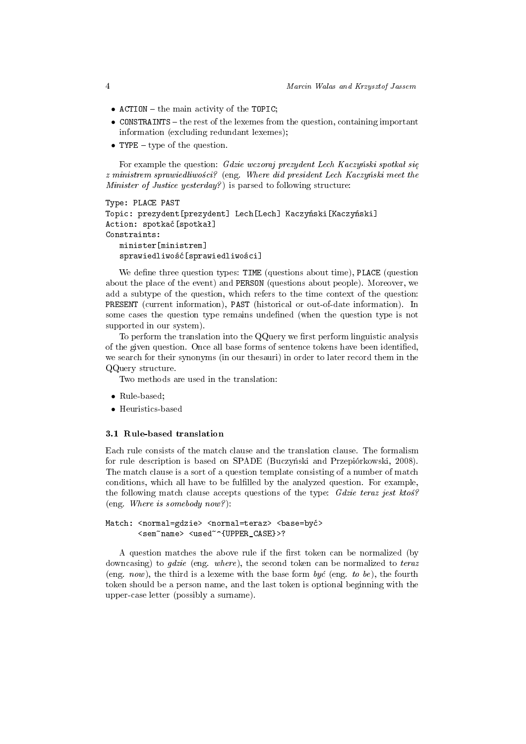- `ACTION` – the main activity of the `TOPIC`;
- `CONSTRAINTS` – the rest of the lexemes from the question, containing important information (excluding redundant lexemes);
- `TYPE` – type of the question.

For example the question: *Gdzie wczoraj prezydent Lech Kaczyński spotkał się z ministrem sprawiedliwości?* (eng. *Where did president Lech Kaczyński meet the Minister of Justice yesterday?*) is parsed to following structure:

```
Type: PLACE PAST
Topic: prezydent[prezydent] Lech[Lech] Kaczyński[Kaczyński]
Action: spotkać[spotkał]
Constraints:
   minister[ministrem]
   sprawiedliwość[sprawiedliwości]
```

We define three question types: `TIME` (questions about time), `PLACE` (question about the place of the event) and `PERSON` (questions about people). Moreover, we add a subtype of the question, which refers to the time context of the question: `PRESENT` (current information), `PAST` (historical or out-of-date information). In some cases the question type remains undefined (when the question type is not supported in our system).

To perform the translation into the QQuery we first perform linguistic analysis of the given question. Once all base forms of sentence tokens have been identified, we search for their synonyms (in our thesauri) in order to later record them in the QQuery structure.

Two methods are used in the translation:

- Rule-based;
- Heuristics-based

### 3.1 Rule-based translation

Each rule consists of the match clause and the translation clause. The formalism for rule description is based on SPADE (Buczyński and Przepiórkowski, 2008). The match clause is a sort of a question template consisting of a number of match conditions, which all have to be fulfilled by the analyzed question. For example, the following match clause accepts questions of the type: *Gdzie teraz jest ktoś?* (eng. *Where is somebody now?*):

```
Match: <normal=gdzie> <normal=teraz> <base=być>
       <sem~name> <used~^{UPPER_CASE}>?
```

A question matches the above rule if the first token can be normalized (by downcasing) to *gdzie* (eng. *where*), the second token can be normalized to *teraz* (eng. *now*), the third is a lexeme with the base form *być* (eng. *to be*), the fourth token should be a person name, and the last token is optional beginning with the upper-case letter (possibly a surname).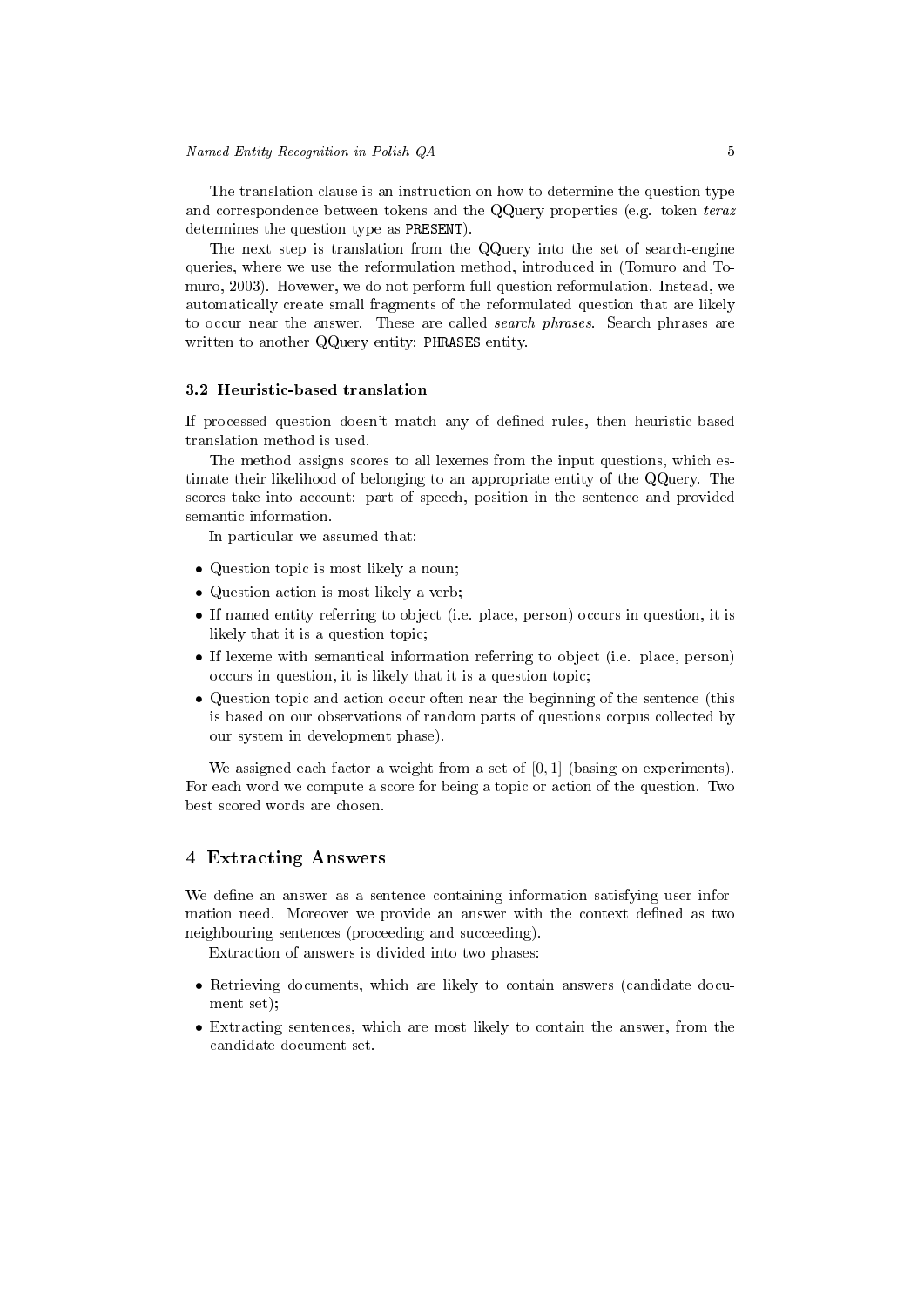The translation clause is an instruction on how to determine the question type and correspondence between tokens and the QQuery properties (e.g. token *teraz* determines the question type as `PRESENT`).

The next step is translation from the QQuery into the set of search-engine queries, where we use the reformulation method, introduced in (Tomuro and Tomuro, 2003). However, we do not perform full question reformulation. Instead, we automatically create small fragments of the reformulated question that are likely to occur near the answer. These are called *search phrases*. Search phrases are written to another QQuery entity: `PHRASES` entity.

### 3.2 Heuristic-based translation

If processed question doesn't match any of defined rules, then heuristic-based translation method is used.

The method assigns scores to all lexemes from the input questions, which estimate their likelihood of belonging to an appropriate entity of the QQuery. The scores take into account: part of speech, position in the sentence and provided semantic information.

In particular we assumed that:

- Question topic is most likely a noun;
- Question action is most likely a verb;
- If named entity referring to object (i.e. place, person) occurs in question, it is likely that it is a question topic;
- If lexeme with semantical information referring to object (i.e. place, person) occurs in question, it is likely that it is a question topic;
- Question topic and action occur often near the beginning of the sentence (this is based on our observations of random parts of questions corpus collected by our system in development phase).

We assigned each factor a weight from a set of $[0, 1]$ (basing on experiments). For each word we compute a score for being a topic or action of the question. Two best scored words are chosen.

## 4 Extracting Answers

We define an answer as a sentence containing information satisfying user information need. Moreover we provide an answer with the context defined as two neighbouring sentences (proceeding and succeeding).

Extraction of answers is divided into two phases:

- Retrieving documents, which are likely to contain answers (candidate document set);
- Extracting sentences, which are most likely to contain the answer, from the candidate document set.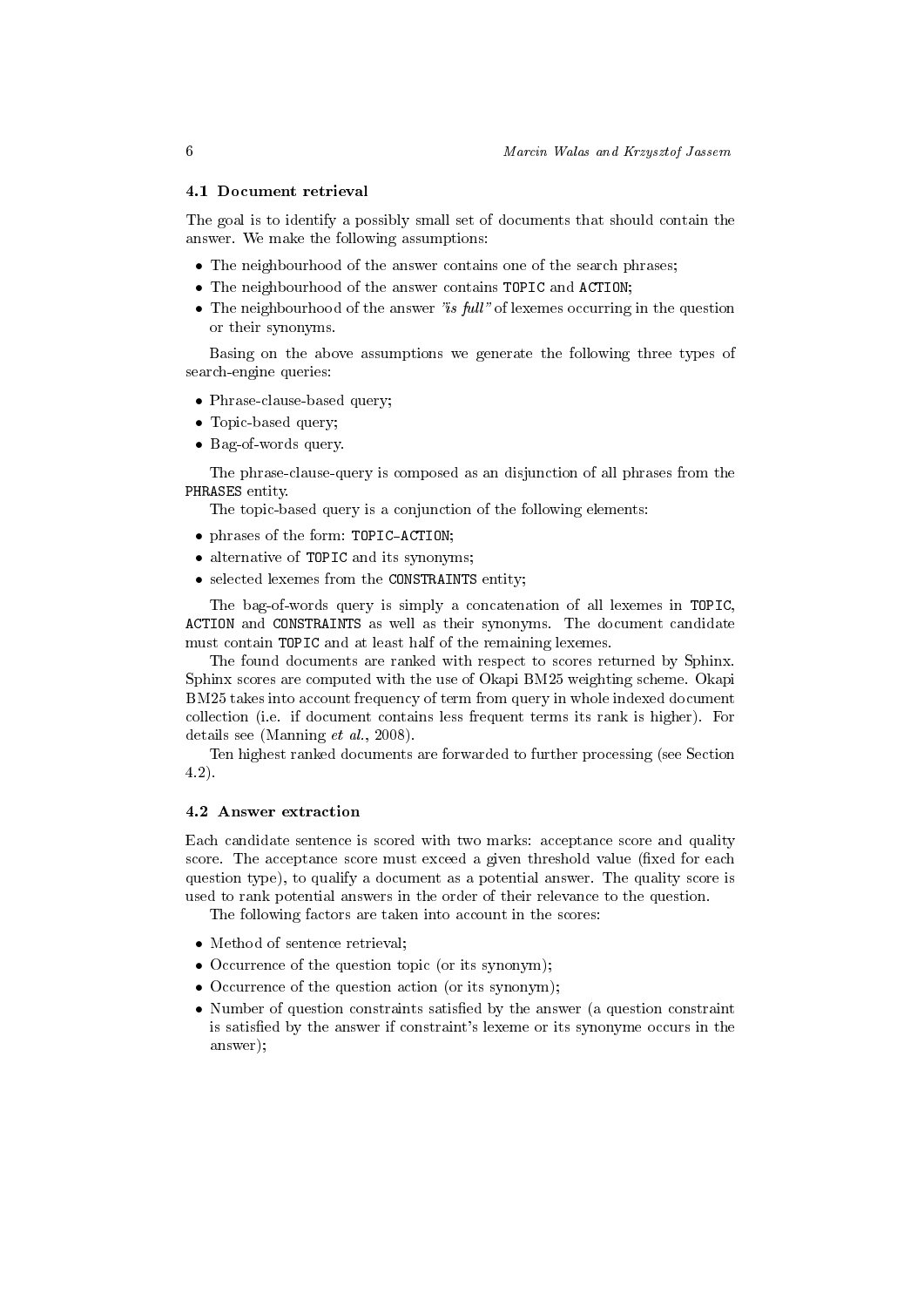### 4.1 Document retrieval

The goal is to identify a possibly small set of documents that should contain the answer. We make the following assumptions:

- The neighbourhood of the answer contains one of the search phrases;
- The neighbourhood of the answer contains `TOPIC` and `ACTION`;
- The neighbourhood of the answer *"is full"* of lexemes occurring in the question or their synonyms.

Basing on the above assumptions we generate the following three types of search-engine queries:

- Phrase-clause-based query;
- Topic-based query;
- Bag-of-words query.

The phrase-clause-query is composed as an disjunction of all phrases from the `PHRASES` entity.

The topic-based query is a conjunction of the following elements:

- phrases of the form: `TOPIC–ACTION`;
- alternative of `TOPIC` and its synonyms;
- selected lexemes from the `CONSTRAINTS` entity;

The bag-of-words query is simply a concatenation of all lexemes in `TOPIC`, `ACTION` and `CONSTRAINTS` as well as their synonyms. The document candidate must contain `TOPIC` and at least half of the remaining lexemes.

The found documents are ranked with respect to scores returned by Sphinx. Sphinx scores are computed with the use of Okapi BM25 weighting scheme. Okapi BM25 takes into account frequency of term from query in whole indexed document collection (i.e. if document contains less frequent terms its rank is higher). For details see (Manning *et al.*, 2008).

Ten highest ranked documents are forwarded to further processing (see Section 4.2).

### 4.2 Answer extraction

Each candidate sentence is scored with two marks: acceptance score and quality score. The acceptance score must exceed a given threshold value (fixed for each question type), to qualify a document as a potential answer. The quality score is used to rank potential answers in the order of their relevance to the question.

The following factors are taken into account in the scores:

- Method of sentence retrieval;
- Occurrence of the question topic (or its synonym);
- Occurrence of the question action (or its synonym);
- Number of question constraints satisfied by the answer (a question constraint is satisfied by the answer if constraint's lexeme or its synonyme occurs in the answer);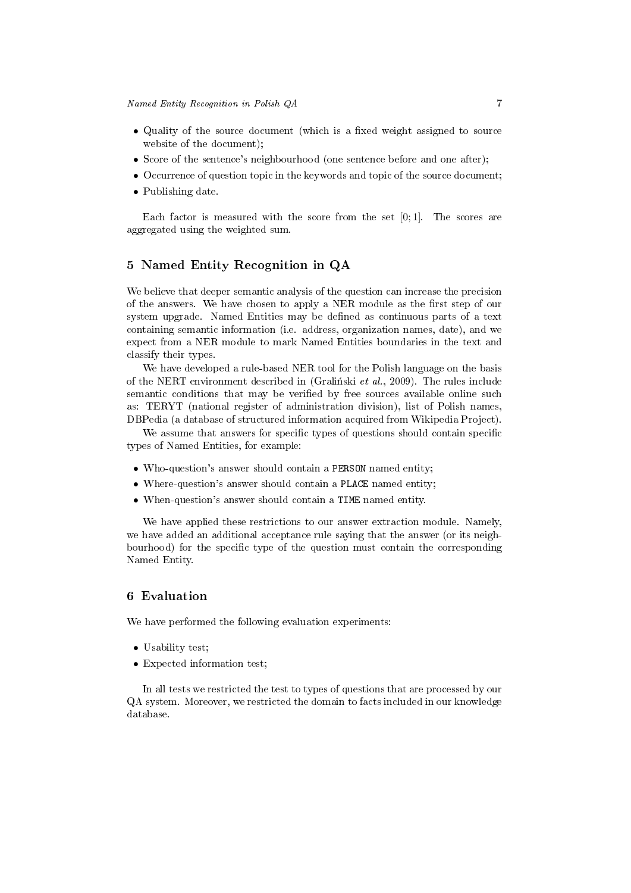- Quality of the source document (which is a fixed weight assigned to source website of the document);
- Score of the sentence's neighbourhood (one sentence before and one after);
- Occurrence of question topic in the keywords and topic of the source document;
- Publishing date.

Each factor is measured with the score from the set $[0;1]$. The scores are aggregated using the weighted sum.

## 5 Named Entity Recognition in QA

We believe that deeper semantic analysis of the question can increase the precision of the answers. We have chosen to apply a NER module as the first step of our system upgrade. Named Entities may be defined as continuous parts of a text containing semantic information (i.e. address, organization names, date), and we expect from a NER module to mark Named Entities boundaries in the text and classify their types.

We have developed a rule-based NER tool for the Polish language on the basis of the NERT environment described in (Graliński *et al.*, 2009). The rules include semantic conditions that may be verified by free sources available online such as: TERYT (national register of administration division), list of Polish names, DBPedia (a database of structured information acquired from Wikipedia Project).

We assume that answers for specific types of questions should contain specific types of Named Entities, for example:

- Who-question's answer should contain a `PERSON` named entity;
- Where-question's answer should contain a `PLACE` named entity;
- When-question's answer should contain a `TIME` named entity.

We have applied these restrictions to our answer extraction module. Namely, we have added an additional acceptance rule saying that the answer (or its neighbourhood) for the specific type of the question must contain the corresponding Named Entity.

## 6 Evaluation

We have performed the following evaluation experiments:

- Usability test;
- Expected information test;

In all tests we restricted the test to types of questions that are processed by our QA system. Moreover, we restricted the domain to facts included in our knowledge database.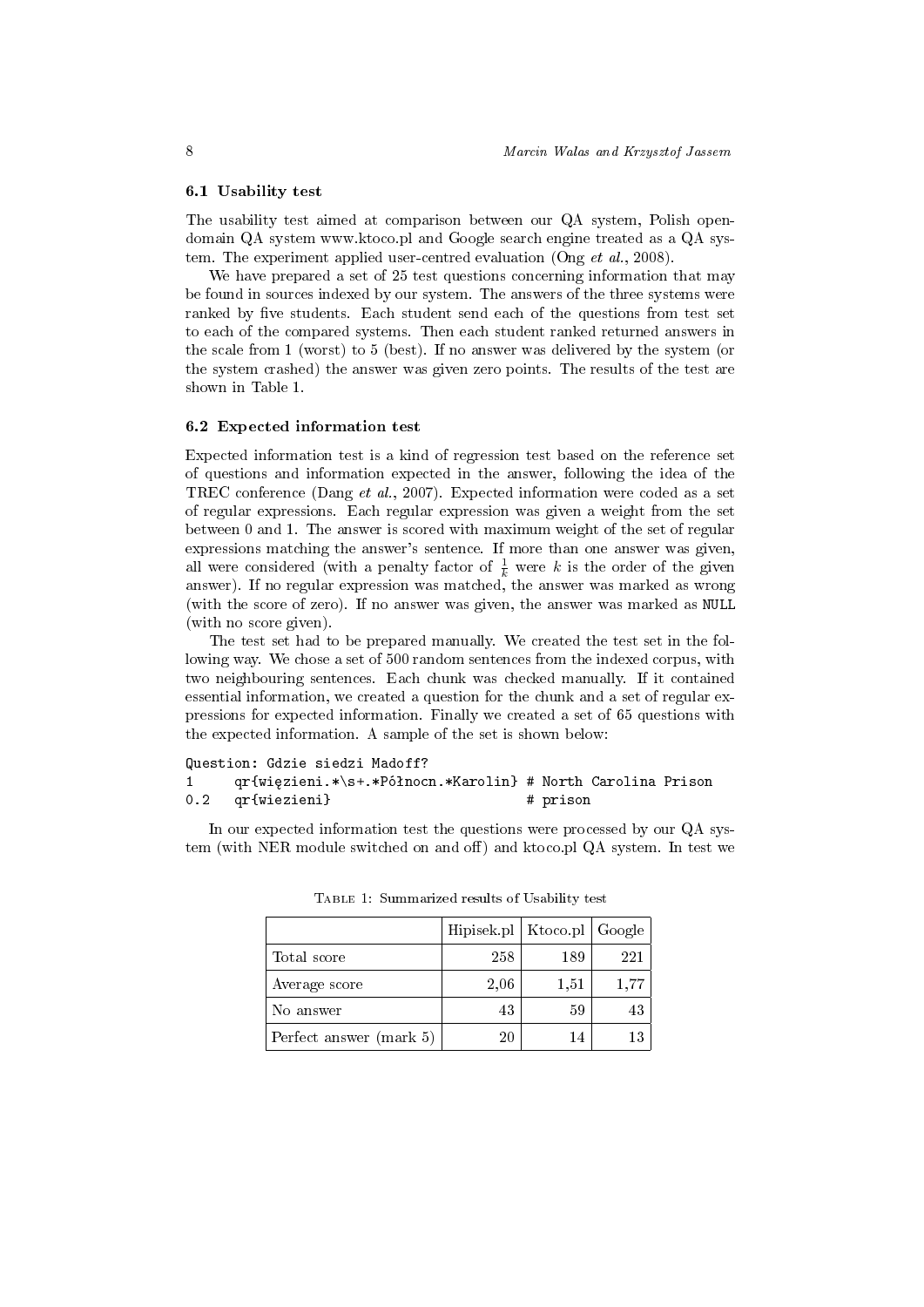### 6.1 Usability test

The usability test aimed at comparison between our QA system, Polish open-domain QA system www.ktoco.pl and Google search engine treated as a QA system. The experiment applied user-centred evaluation (Ong *et al.*, 2008).

We have prepared a set of 25 test questions concerning information that may be found in sources indexed by our system. The answers of the three systems were ranked by five students. Each student send each of the questions from test set to each of the compared systems. Then each student ranked returned answers in the scale from 1 (worst) to 5 (best). If no answer was delivered by the system (or the system crashed) the answer was given zero points. The results of the test are shown in Table 1.

### 6.2 Expected information test

Expected information test is a kind of regression test based on the reference set of questions and information expected in the answer, following the idea of the TREC conference (Dang *et al.*, 2007). Expected information were coded as a set of regular expressions. Each regular expression was given a weight from the set between 0 and 1. The answer is scored with maximum weight of the set of regular expressions matching the answer's sentence. If more than one answer was given, all were considered (with a penalty factor of $\frac{1}{k}$ were $k$ is the order of the given answer). If no regular expression was matched, the answer was marked as wrong (with the score of zero). If no answer was given, the answer was marked as `NULL` (with no score given).

The test set had to be prepared manually. We created the test set in the following way. We chose a set of 500 random sentences from the indexed corpus, with two neighbouring sentences. Each chunk was checked manually. If it contained essential information, we created a question for the chunk and a set of regular expressions for expected information. Finally we created a set of 65 questions with the expected information. A sample of the set is shown below:

```
Question: Gdzie siedzi Madoff?
1     qr{więzieni.*\s+.*Północn.*Karolin} # North Carolina Prison
0.2   qr{wiezieni}                        # prison
```

In our expected information test the questions were processed by our QA system (with NER module switched on and off) and ktoco.pl QA system. In test we

Table 1: Summarized results of Usability test

| | Hipisek.pl | Ktoco.pl | Google |
|---|---|---|---|
| Total score | 258 | 189 | 221 |
| Average score | 2,06 | 1,51 | 1,77 |
| No answer | 43 | 59 | 43 |
| Perfect answer (mark 5) | 20 | 14 | 13 |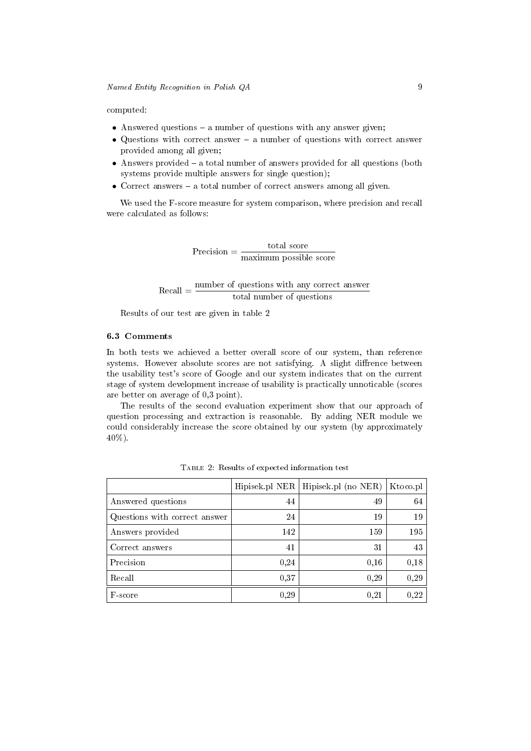computed:

- Answered questions – a number of questions with any answer given;
- Questions with correct answer – a number of questions with correct answer provided among all given;
- Answers provided – a total number of answers provided for all questions (both systems provide multiple answers for single question);
- Correct answers – a total number of correct answers among all given.

We used the F-score measure for system comparison, where precision and recall were calculated as follows:

$$\text{Precision} = \frac{\text{total score}}{\text{maximum possible score}}$$

$$\text{Recall} = \frac{\text{number of questions with any correct answer}}{\text{total number of questions}}$$

Results of our test are given in table 2

### 6.3 Comments

In both tests we achieved a better overall score of our system, than reference systems. However absolute scores are not satisfying. A slight diffrence between the usability test's score of Google and our system indicates that on the current stage of system development increase of usability is practically unnoticable (scores are better on average of 0,3 point).

The results of the second evaluation experiment show that our approach of question processing and extraction is reasonable. By adding NER module we could considerably increase the score obtained by our system (by approximately 40%).

Table 2: Results of expected information test

| | Hipisek.pl NER | Hipisek.pl (no NER) | Ktoco.pl |
|---|---|---|---|
| Answered questions | 44 | 49 | 64 |
| Questions with correct answer | 24 | 19 | 19 |
| Answers provided | 142 | 159 | 195 |
| Correct answers | 41 | 31 | 43 |
| Precision | 0,24 | 0,16 | 0,18 |
| Recall | 0,37 | 0,29 | 0,29 |
| F-score | 0,29 | 0,21 | 0,22 |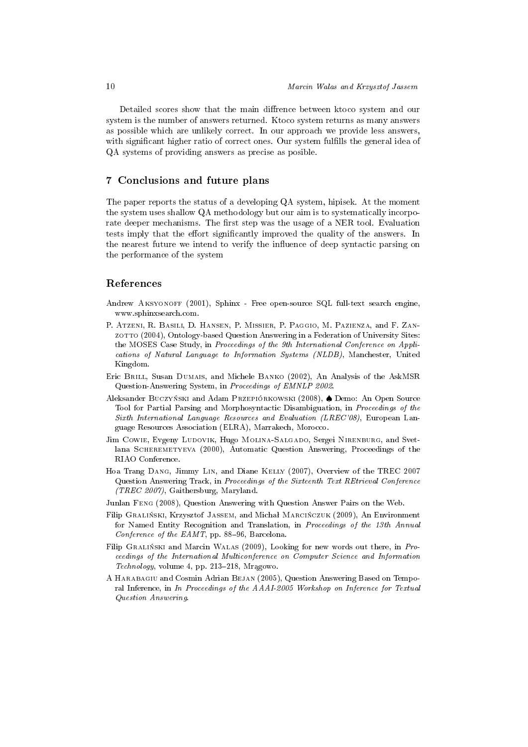Detailed scores show that the main diffrence between ktoco system and our system is the number of answers returned. Ktoco system returns as many answers as possible which are unlikely correct. In our approach we provide less answers, with significant higher ratio of correct ones. Our system fulfills the general idea of QA systems of providing answers as precise as posible.

## 7 Conclusions and future plans

The paper reports the status of a developing QA system, hipisek. At the moment the system uses shallow QA methodology but our aim is to systematically incorporate deeper mechanisms. The first step was the usage of a NER tool. Evaluation tests imply that the effort significantly improved the quality of the answers. In the nearest future we intend to verify the influence of deep syntactic parsing on the performance of the system

## References

Andrew Aksyonoff (2001), Sphinx - Free open-source SQL full-text search engine, www.sphinxsearch.com.

P. Atzeni, R. Basili, D. Hansen, P. Missier, P. Paggio, M. Pazienza, and F. Zanzotto (2004), Ontology-based Question Answering in a Federation of University Sites: the MOSES Case Study, in *Proceedings of the 9th International Conference on Applications of Natural Language to Information Systems (NLDB)*, Manchester, United Kingdom.

Eric Brill, Susan Dumais, and Michele Banko (2002), An Analysis of the AskMSR Question-Answering System, in *Proceedings of EMNLP 2002*.

Aleksander Buczyński and Adam Przepiórkowski (2008), ♠ Demo: An Open Source Tool for Partial Parsing and Morphosyntactic Disambiguation, in *Proceedings of the Sixth International Language Resources and Evaluation (LREC'08)*, European Language Resources Association (ELRA), Marrakech, Morocco.

Jim Cowie, Evgeny Ludovik, Hugo Molina-Salgado, Sergei Nirenburg, and Svetlana Scheremetyeva (2000), Automatic Question Answering, Proceedings of the RIAO Conference.

Hoa Trang Dang, Jimmy Lin, and Diane Kelly (2007), Overview of the TREC 2007 Question Answering Track, in *Proceedings of the Sixteenth Text REtrieval Conference (TREC 2007)*, Gaithersburg, Maryland.

Junlan Feng (2008), Question Answering with Question Answer Pairs on the Web.

Filip Graliński, Krzysztof Jassem, and Michał Marcińczuk (2009), An Environment for Named Entity Recognition and Translation, in *Proceedings of the 13th Annual Conference of the EAMT*, pp. 88–96, Barcelona.

Filip Graliński and Marcin Walas (2009), Looking for new words out there, in *Proceedings of the International Multiconference on Computer Science and Information Technology*, volume 4, pp. 213–218, Mrągowo.

A Harabagiu and Cosmin Adrian Bejan (2005), Question Answering Based on Temporal Inference, in *In Proceedings of the AAAI-2005 Workshop on Inference for Textual Question Answering*.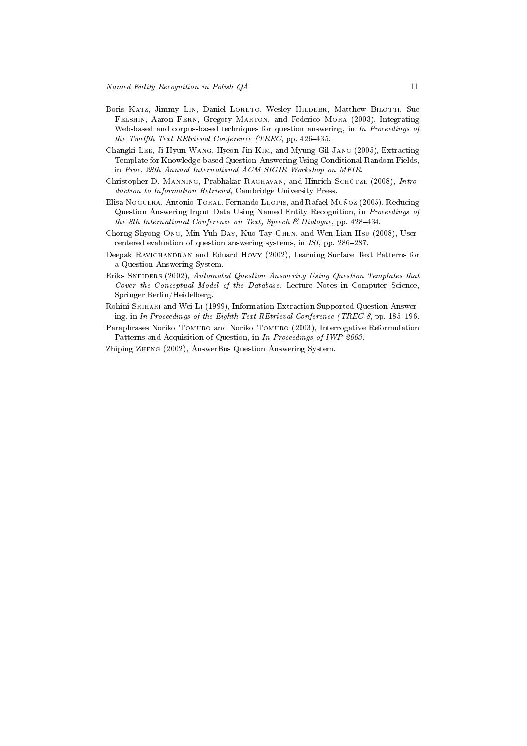Boris Katz, Jimmy Lin, Daniel Loreto, Wesley Hildebr, Matthew Bilotti, Sue Felshin, Aaron Fern, Gregory Marton, and Federico Mora (2003), Integrating Web-based and corpus-based techniques for question answering, in *In Proceedings of the Twelfth Text REtrieval Conference (TREC*, pp. 426–435.

Changki Lee, Ji-Hyun Wang, Hyeon-Jin Kim, and Myung-Gil Jang (2005), Extracting Template for Knowledge-based Question-Answering Using Conditional Random Fields, in *Proc. 28th Annual International ACM SIGIR Workshop on MFIR*.

Christopher D. Manning, Prabhakar Raghavan, and Hinrich Schütze (2008), *Introduction to Information Retrieval*, Cambridge University Press.

Elisa Noguera, Antonio Toral, Fernando Llopis, and Rafael Muñoz (2005), Reducing Question Answering Input Data Using Named Entity Recognition, in *Proceedings of the 8th International Conference on Text, Speech & Dialogue*, pp. 428–434.

Chorng-Shyong Ong, Min-Yuh Day, Kuo-Tay Chen, and Wen-Lian Hsu (2008), User-centered evaluation of question answering systems, in *ISI*, pp. 286–287.

Deepak Ravichandran and Eduard Hovy (2002), Learning Surface Text Patterns for a Question Answering System.

Eriks Sneiders (2002), *Automated Question Answering Using Question Templates that Cover the Conceptual Model of the Database*, Lecture Notes in Computer Science, Springer Berlin/Heidelberg.

Rohini Srihari and Wei Li (1999), Information Extraction Supported Question Answering, in *In Proceedings of the Eighth Text REtrieval Conference (TREC-8*, pp. 185–196.

Paraphrases Noriko Tomuro and Noriko Tomuro (2003), Interrogative Reformulation Patterns and Acquisition of Question, in *In Proceedings of IWP 2003*.

Zhiping Zheng (2002), AnswerBus Question Answering System.